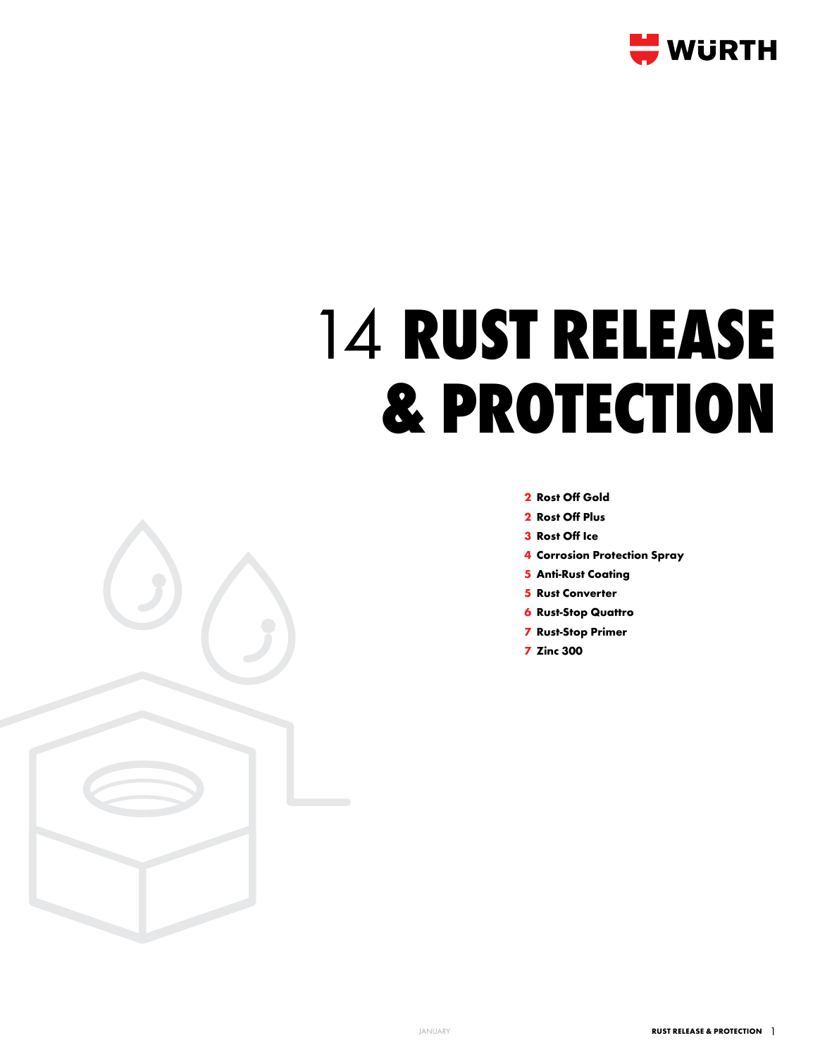# 14 RUST RELEASE & PROTECTION

- **2** Rost Off Gold
- **2** Rost Off Plus
- **3** Rost Off Ice
- **4** Corrosion Protection Spray
- **5** Anti-Rust Coating
- **5** Rust Converter
- **6** Rust-Stop Quattro
- **7** Rust-Stop Primer
- **7** Zinc 300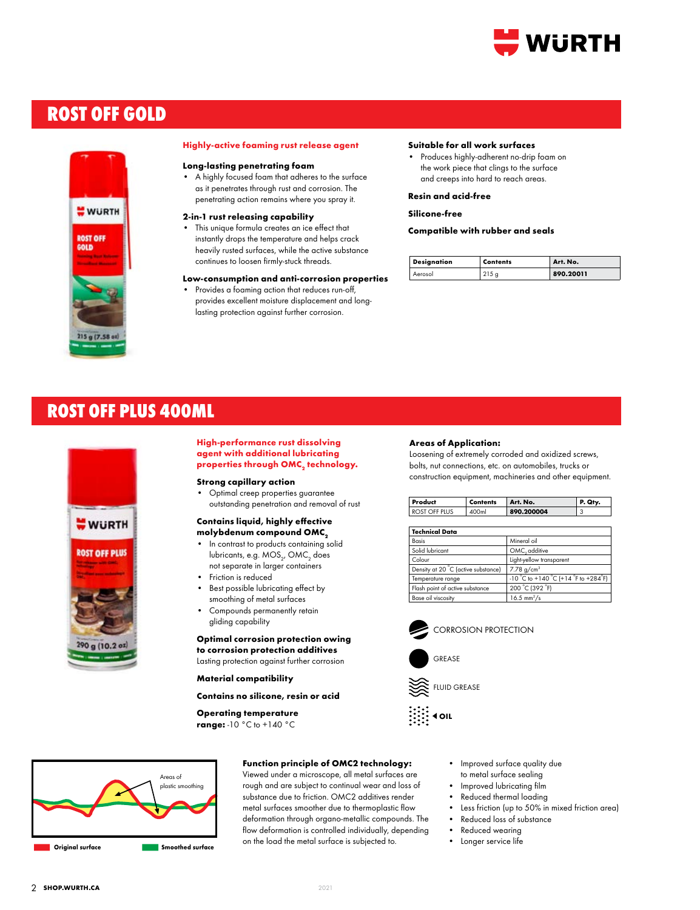# ROST OFF GOLD

**Highly-active foaming rust release agent**

**Long-lasting penetrating foam**

- A highly focused foam that adheres to the surface as it penetrates through rust and corrosion. The penetrating action remains where you spray it.

**2-in-1 rust releasing capability**

- This unique formula creates an ice effect that instantly drops the temperature and helps crack heavily rusted surfaces, while the active substance continues to loosen firmly-stuck threads.

**Low-consumption and anti-corrosion properties**

- Provides a foaming action that reduces run-off, provides excellent moisture displacement and long-lasting protection against further corrosion.

**Suitable for all work surfaces**

- Produces highly-adherent no-drip foam on the work piece that clings to the surface and creeps into hard to reach areas.

**Resin and acid-free**

**Silicone-free**

**Compatible with rubber and seals**

| Designation | Contents | Art. No. |
|---|---|---|
| Aerosol | 215 g | **890.20011** |

# ROST OFF PLUS 400ML

**High-performance rust dissolving agent with additional lubricating properties through $OMC_2$ technology.**

**Strong capillary action**

- Optimal creep properties guarantee outstanding penetration and removal of rust

**Contains liquid, highly effective molybdenum compound $OMC_2$**

- In contrast to products containing solid lubricants, e.g. $MOS_2$, $OMC_2$ does not separate in larger containers
- Friction is reduced
- Best possible lubricating effect by smoothing of metal surfaces
- Compounds permanently retain gliding capability

**Optimal corrosion protection owing to corrosion protection additives**

Lasting protection against further corrosion

**Material compatibility**

**Contains no silicone, resin or acid**

**Operating temperature range:** -10 °C to +140 °C

**Areas of Application:**

Loosening of extremely corroded and oxidized screws, bolts, nut connections, etc. on automobiles, trucks or construction equipment, machineries and other equipment.

| Product | Contents | Art. No. | P. Qty. |
|---|---|---|---|
| ROST OFF PLUS | 400ml | **890.200004** | 3 |

| Technical Data | |
|---|---|
| Basis | Mineral oil |
| Solid lubricant | $OMC_2$ additive |
| Colour | Light-yellow transparent |
| Density at 20 °C (active substance) | 7.78 g/cm³ |
| Temperature range | -10 °C to +140 °C (+14 °F to +284 °F) |
| Flash point of active substance | 200 °C (392 °F) |
| Base oil viscosity | 16.5 mm²/s |

CORROSION PROTECTION

GREASE

FLUID GREASE

OIL

Areas of plastic smoothing

Original surface — Smoothed surface

**Function principle of OMC2 technology:**

Viewed under a microscope, all metal surfaces are rough and are subject to continual wear and loss of substance due to friction. OMC2 additives render metal surfaces smoother due to thermoplastic flow deformation through organo-metallic compounds. The flow deformation is controlled individually, depending on the load the metal surface is subjected to.

- Improved surface quality due to metal surface sealing
- Improved lubricating film
- Reduced thermal loading
- Less friction (up to 50% in mixed friction area)
- Reduced loss of substance
- Reduced wearing
- Longer service life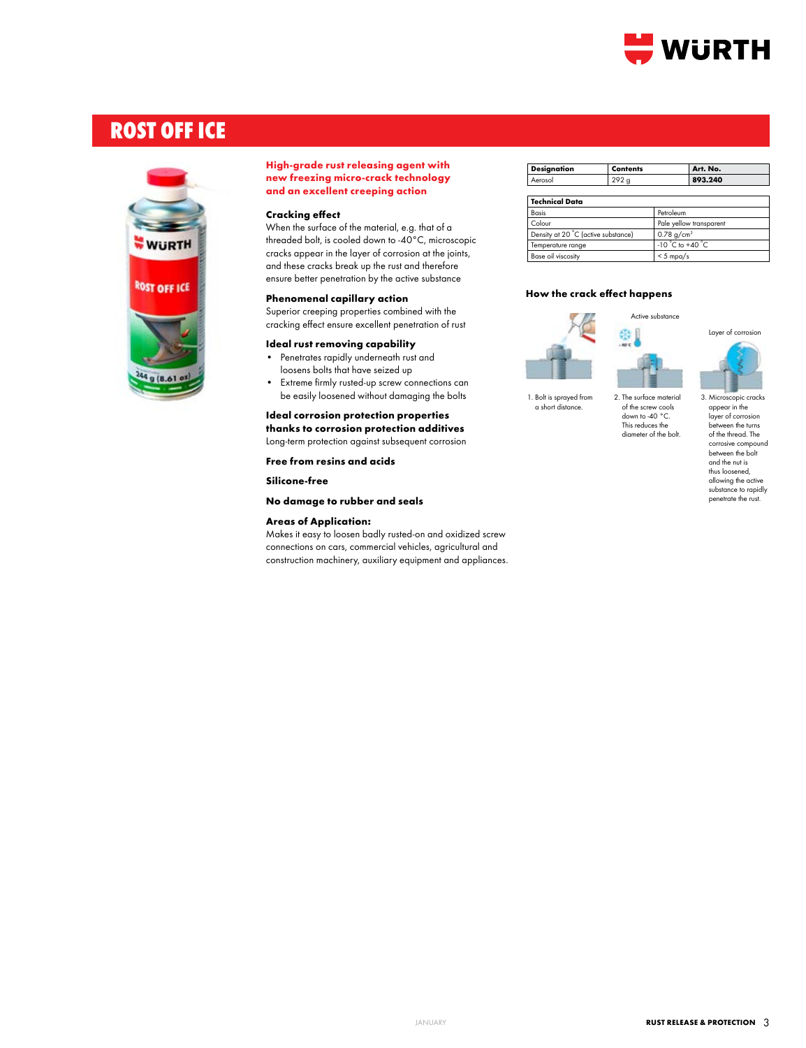# ROST OFF ICE

**High-grade rust releasing agent with new freezing micro-crack technology and an excellent creeping action**

### Cracking effect

When the surface of the material, e.g. that of a threaded bolt, is cooled down to -40°C, microscopic cracks appear in the layer of corrosion at the joints, and these cracks break up the rust and therefore ensure better penetration by the active substance

### Phenomenal capillary action

Superior creeping properties combined with the cracking effect ensure excellent penetration of rust

### Ideal rust removing capability

- Penetrates rapidly underneath rust and loosens bolts that have seized up
- Extreme firmly rusted-up screw connections can be easily loosened without damaging the bolts

### Ideal corrosion protection properties thanks to corrosion protection additives

Long-term protection against subsequent corrosion

### Free from resins and acids

### Silicone-free

### No damage to rubber and seals

### Areas of Application:

Makes it easy to loosen badly rusted-on and oxidized screw connections on cars, commercial vehicles, agricultural and construction machinery, auxiliary equipment and appliances.

| Designation | Contents | Art. No. |
|---|---|---|
| Aerosol | 292 g | **893.240** |

| Technical Data | |
|---|---|
| Basis | Petroleum |
| Colour | Pale yellow transparent |
| Density at 20 °C (active substance) | 0.78 g/cm³ |
| Temperature range | -10 °C to +40 °C |
| Base oil viscosity | < 5 mpa/s |

### How the crack effect happens

Active substance

Layer of corrosion

1. Bolt is sprayed from a short distance.

2. The surface material of the screw cools down to -40 °C. This reduces the diameter of the bolt.

3. Microscopic cracks appear in the layer of corrosion between the turns of the thread. The corrosive compound between the bolt and the nut is thus loosened, allowing the active substance to rapidly penetrate the rust.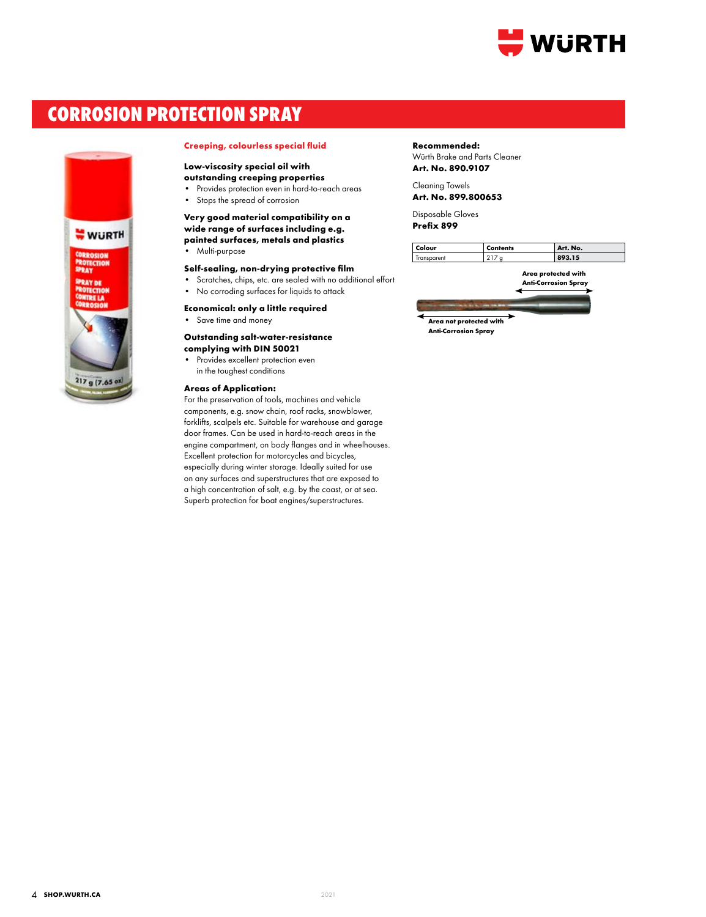# CORROSION PROTECTION SPRAY

**Creeping, colourless special fluid**

**Low-viscosity special oil with outstanding creeping properties**

- Provides protection even in hard-to-reach areas
- Stops the spread of corrosion

**Very good material compatibility on a wide range of surfaces including e.g. painted surfaces, metals and plastics**

- Multi-purpose

**Self-sealing, non-drying protective film**

- Scratches, chips, etc. are sealed with no additional effort
- No corroding surfaces for liquids to attack

**Economical: only a little required**

- Save time and money

**Outstanding salt-water-resistance complying with DIN 50021**

- Provides excellent protection even in the toughest conditions

**Areas of Application:**

For the preservation of tools, machines and vehicle components, e.g. snow chain, roof racks, snowblower, forklifts, scalpels etc. Suitable for warehouse and garage door frames. Can be used in hard-to-reach areas in the engine compartment, on body flanges and in wheelhouses. Excellent protection for motorcycles and bicycles, especially during winter storage. Ideally suited for use on any surfaces and superstructures that are exposed to a high concentration of salt, e.g. by the coast, or at sea. Superb protection for boat engines/superstructures.

**Recommended:**

Würth Brake and Parts Cleaner
**Art. No. 890.9107**

Cleaning Towels
**Art. No. 899.800653**

Disposable Gloves
**Prefix 899**

| Colour | Contents | Art. No. |
|---|---|---|
| Transparent | 217 g | **893.15** |

**Area protected with Anti-Corrosion Spray**

**Area not protected with Anti-Corrosion Spray**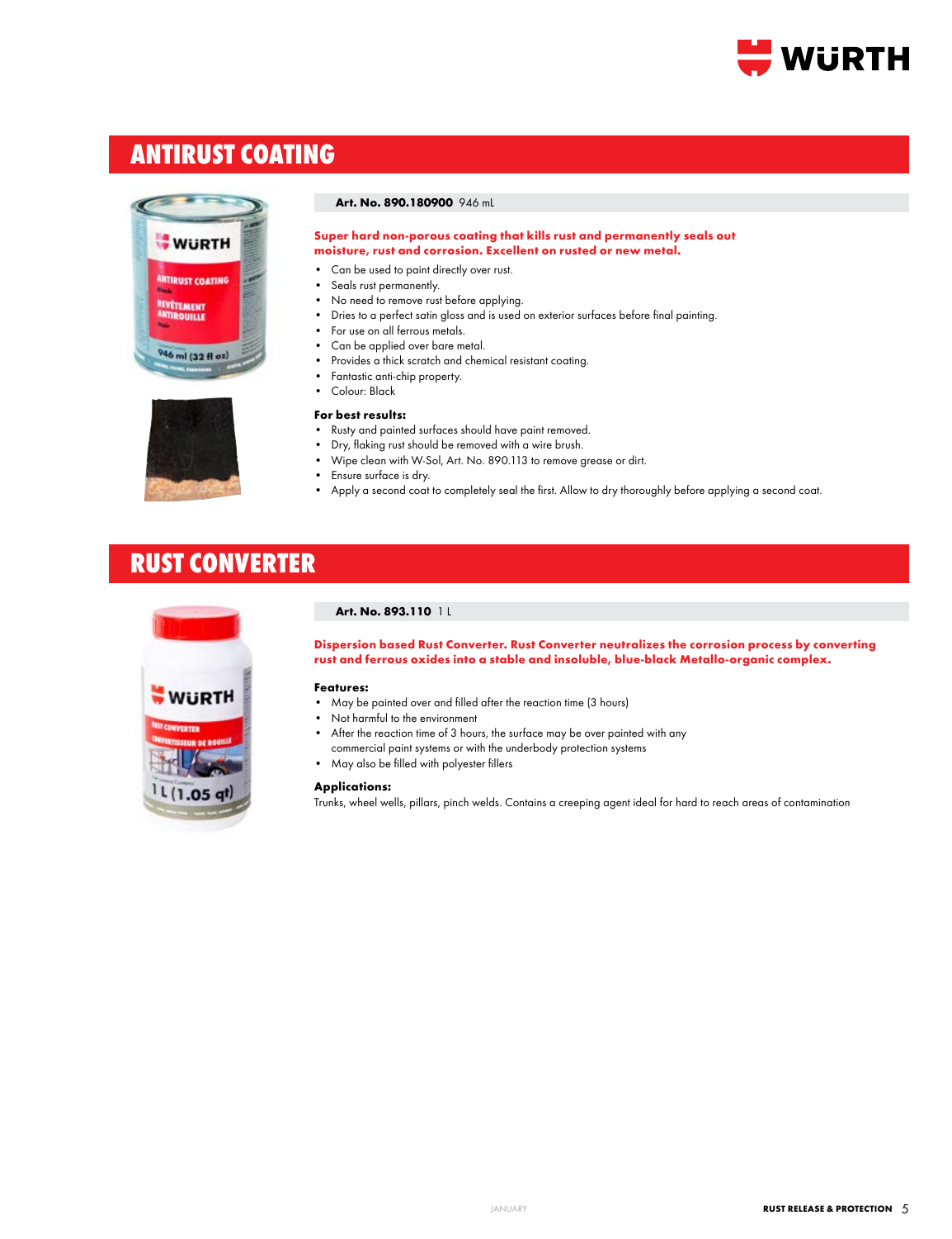## ANTIRUST COATING

**Art. No. 890.180900** 946 mL

**Super hard non-porous coating that kills rust and permanently seals out moisture, rust and corrosion. Excellent on rusted or new metal.**

- Can be used to paint directly over rust.
- Seals rust permanently.
- No need to remove rust before applying.
- Dries to a perfect satin gloss and is used on exterior surfaces before final painting.
- For use on all ferrous metals.
- Can be applied over bare metal.
- Provides a thick scratch and chemical resistant coating.
- Fantastic anti-chip property.
- Colour: Black

**For best results:**

- Rusty and painted surfaces should have paint removed.
- Dry, flaking rust should be removed with a wire brush.
- Wipe clean with W-Sol, Art. No. 890.113 to remove grease or dirt.
- Ensure surface is dry.
- Apply a second coat to completely seal the first. Allow to dry thoroughly before applying a second coat.

## RUST CONVERTER

**Art. No. 893.110** 1 L

**Dispersion based Rust Converter. Rust Converter neutralizes the corrosion process by converting rust and ferrous oxides into a stable and insoluble, blue-black Metallo-organic complex.**

**Features:**

- May be painted over and filled after the reaction time (3 hours)
- Not harmful to the environment
- After the reaction time of 3 hours, the surface may be over painted with any commercial paint systems or with the underbody protection systems
- May also be filled with polyester fillers

**Applications:**

Trunks, wheel wells, pillars, pinch welds. Contains a creeping agent ideal for hard to reach areas of contamination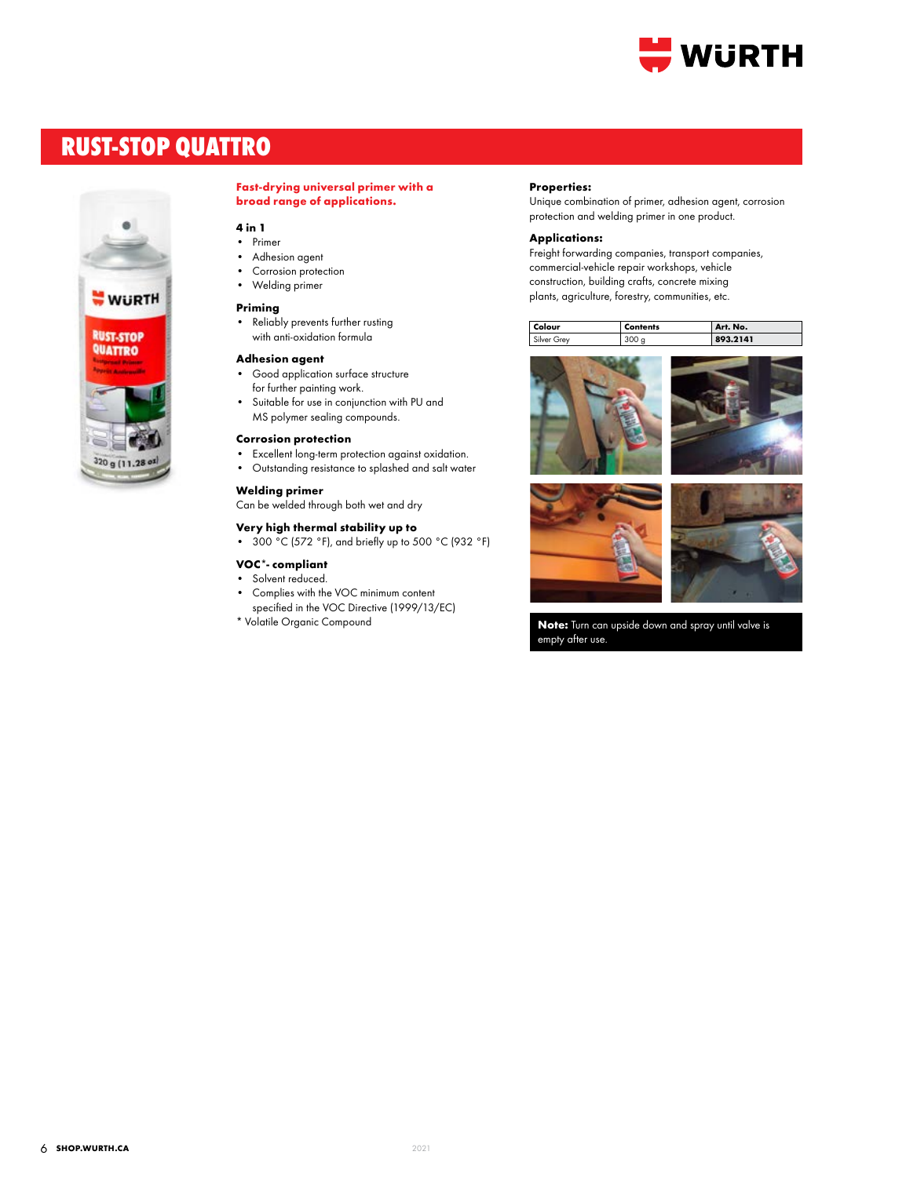# RUST-STOP QUATTRO

**Fast-drying universal primer with a broad range of applications.**

### 4 in 1

- Primer
- Adhesion agent
- Corrosion protection
- Welding primer

### Priming

- Reliably prevents further rusting with anti-oxidation formula

### Adhesion agent

- Good application surface structure for further painting work.
- Suitable for use in conjunction with PU and MS polymer sealing compounds.

### Corrosion protection

- Excellent long-term protection against oxidation.
- Outstanding resistance to splashed and salt water

### Welding primer

Can be welded through both wet and dry

### Very high thermal stability up to

- 300 °C (572 °F), and briefly up to 500 °C (932 °F)

### VOC*- compliant

- Solvent reduced.
- Complies with the VOC minimum content specified in the VOC Directive (1999/13/EC)

* Volatile Organic Compound

### Properties:

Unique combination of primer, adhesion agent, corrosion protection and welding primer in one product.

### Applications:

Freight forwarding companies, transport companies, commercial-vehicle repair workshops, vehicle construction, building crafts, concrete mixing plants, agriculture, forestry, communities, etc.

| Colour | Contents | Art. No. |
|---|---|---|
| Silver Grey | 300 g | **893.2141** |

**Note:** Turn can upside down and spray until valve is empty after use.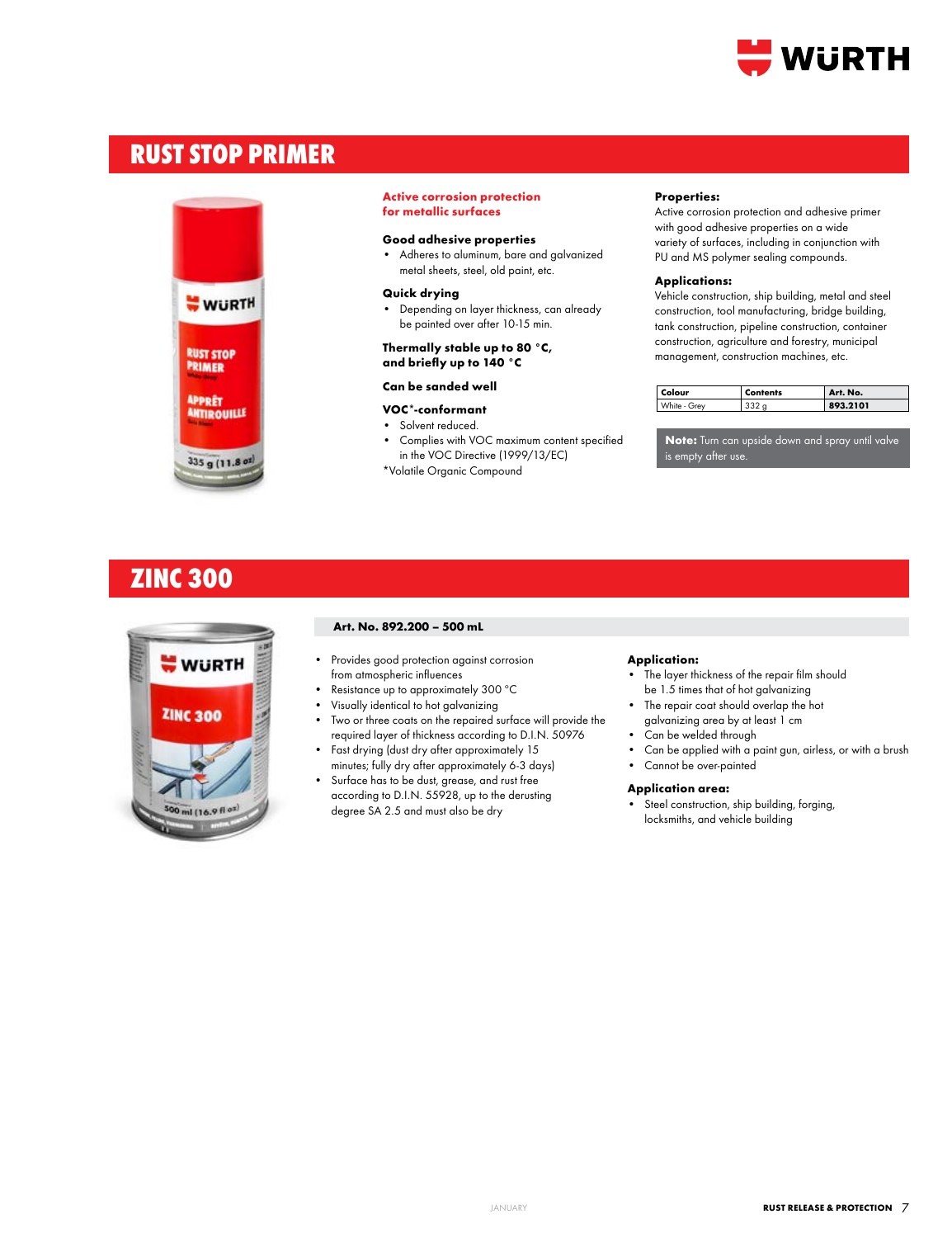# RUST STOP PRIMER

**Active corrosion protection for metallic surfaces**

**Good adhesive properties**

- Adheres to aluminum, bare and galvanized metal sheets, steel, old paint, etc.

**Quick drying**

- Depending on layer thickness, can already be painted over after 10-15 min.

**Thermally stable up to 80 °C, and briefly up to 140 °C**

**Can be sanded well**

**VOC*-conformant**

- Solvent reduced.
- Complies with VOC maximum content specified in the VOC Directive (1999/13/EC)

*Volatile Organic Compound

**Properties:**

Active corrosion protection and adhesive primer with good adhesive properties on a wide variety of surfaces, including in conjunction with PU and MS polymer sealing compounds.

**Applications:**

Vehicle construction, ship building, metal and steel construction, tool manufacturing, bridge building, tank construction, pipeline construction, container construction, agriculture and forestry, municipal management, construction machines, etc.

| Colour | Contents | Art. No. |
|---|---|---|
| White - Grey | 332 g | **893.2101** |

**Note:** Turn can upside down and spray until valve is empty after use.

# ZINC 300

**Art. No. 892.200 – 500 mL**

- Provides good protection against corrosion from atmospheric influences
- Resistance up to approximately 300 °C
- Visually identical to hot galvanizing
- Two or three coats on the repaired surface will provide the required layer of thickness according to D.I.N. 50976
- Fast drying (dust dry after approximately 15 minutes; fully dry after approximately 6-3 days)
- Surface has to be dust, grease, and rust free according to D.I.N. 55928, up to the derusting degree SA 2.5 and must also be dry

**Application:**

- The layer thickness of the repair film should be 1.5 times that of hot galvanizing
- The repair coat should overlap the hot galvanizing area by at least 1 cm
- Can be welded through
- Can be applied with a paint gun, airless, or with a brush
- Cannot be over-painted

**Application area:**

- Steel construction, ship building, forging, locksmiths, and vehicle building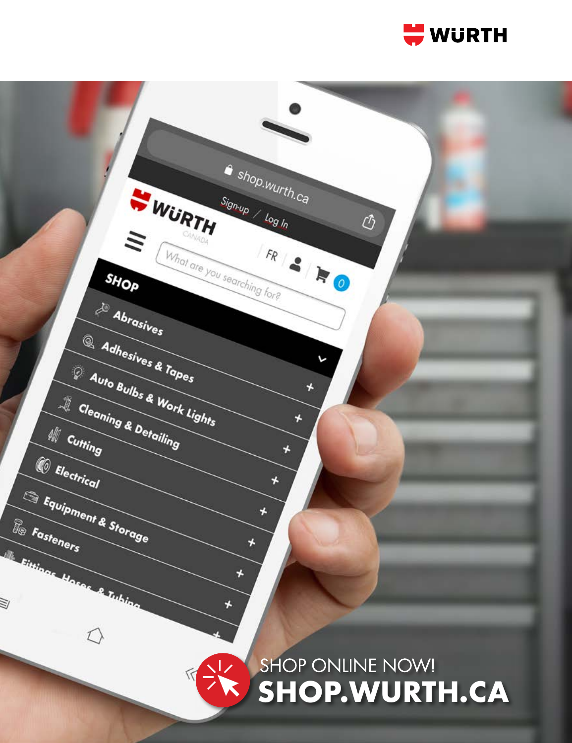WÜRTH

SHOP ONLINE NOW!

**SHOP.WURTH.CA**